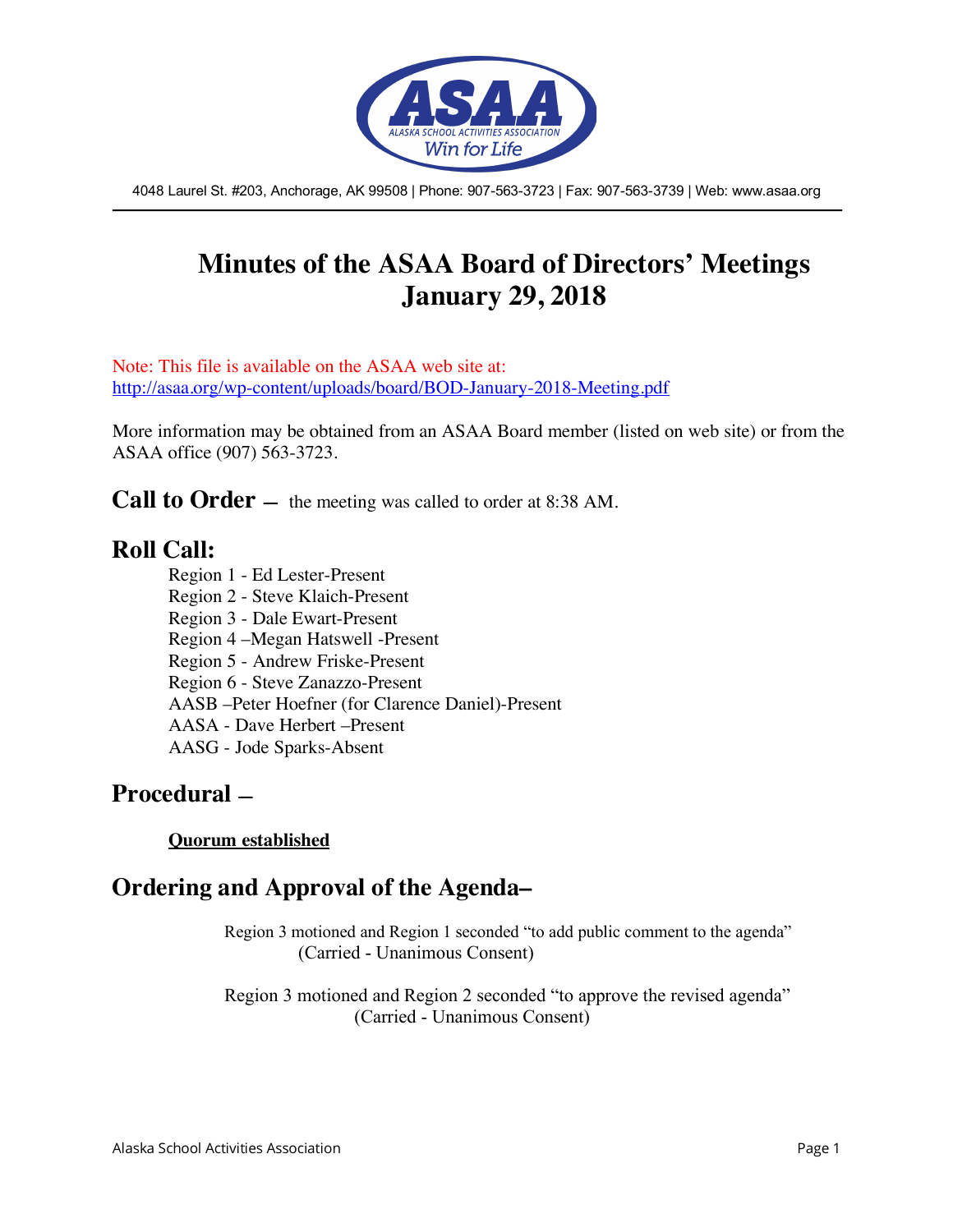4048 Laurel St. #203, Anchorage, AK 99508 | Phone: 907-563-3723 | Fax: 907-563-3739 | Web: www.asaa.org

# Minutes of the ASAA Board of Directors' Meetings January 29, 2018

Note: This file is available on the ASAA web site at: http://asaa.org/wp-content/uploads/board/BOD-January-2018-Meeting.pdf

More information may be obtained from an ASAA Board member (listed on web site) or from the ASAA office (907) 563-3723.

## Call to Order – the meeting was called to order at 8:38 AM.

## Roll Call:

Region 1 - Ed Lester-Present
Region 2 - Steve Klaich-Present
Region 3 - Dale Ewart-Present
Region 4 –Megan Hatswell -Present
Region 5 - Andrew Friske-Present
Region 6 - Steve Zanazzo-Present
AASB –Peter Hoefner (for Clarence Daniel)-Present
AASA - Dave Herbert –Present
AASG - Jode Sparks-Absent

## Procedural –

**Quorum established**

## Ordering and Approval of the Agenda–

Region 3 motioned and Region 1 seconded "to add public comment to the agenda"
(Carried - Unanimous Consent)

Region 3 motioned and Region 2 seconded "to approve the revised agenda"
(Carried - Unanimous Consent)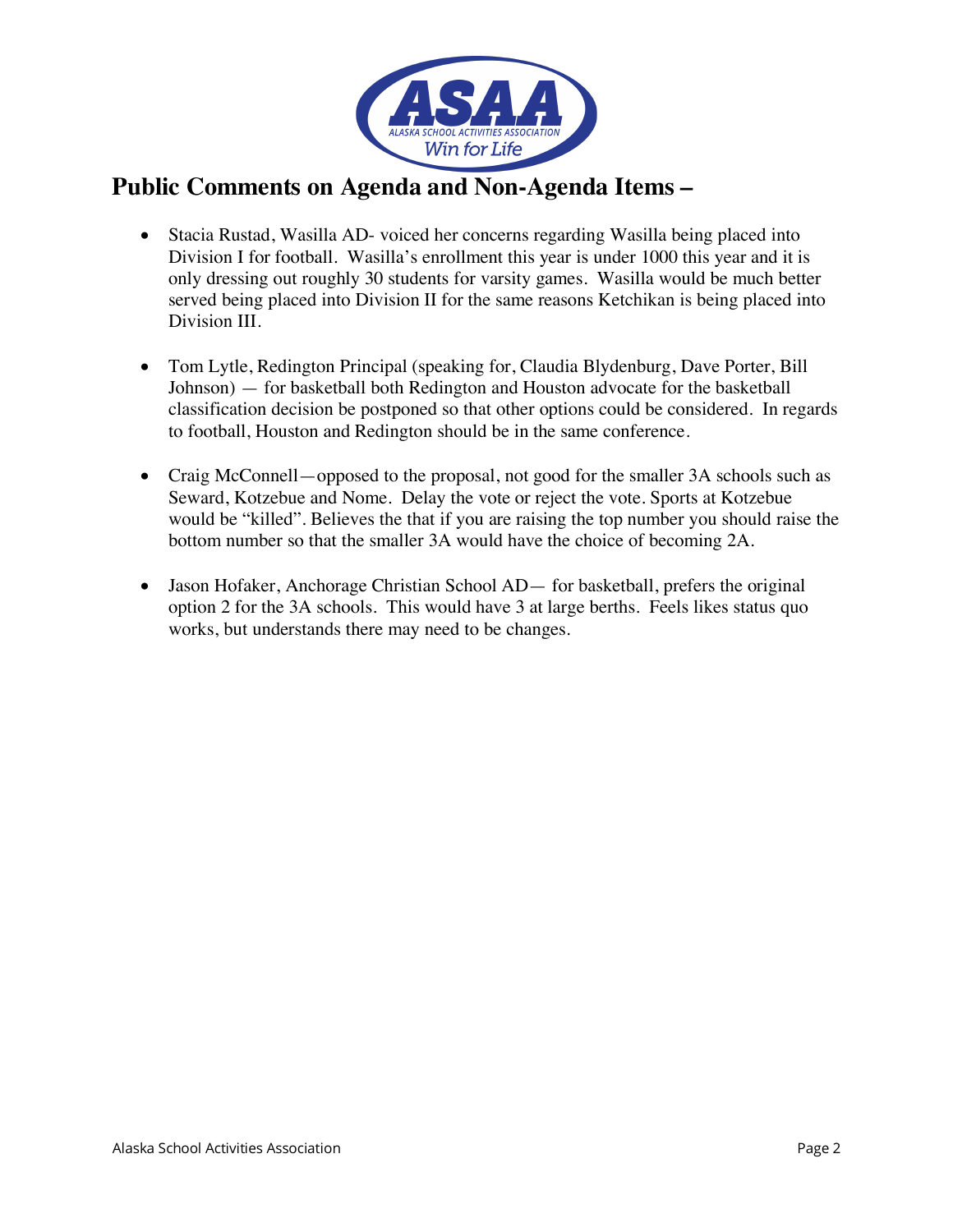## Public Comments on Agenda and Non-Agenda Items –

- Stacia Rustad, Wasilla AD- voiced her concerns regarding Wasilla being placed into Division I for football. Wasilla's enrollment this year is under 1000 this year and it is only dressing out roughly 30 students for varsity games. Wasilla would be much better served being placed into Division II for the same reasons Ketchikan is being placed into Division III.

- Tom Lytle, Redington Principal (speaking for, Claudia Blydenburg, Dave Porter, Bill Johnson) — for basketball both Redington and Houston advocate for the basketball classification decision be postponed so that other options could be considered. In regards to football, Houston and Redington should be in the same conference.

- Craig McConnell—opposed to the proposal, not good for the smaller 3A schools such as Seward, Kotzebue and Nome. Delay the vote or reject the vote. Sports at Kotzebue would be "killed". Believes the that if you are raising the top number you should raise the bottom number so that the smaller 3A would have the choice of becoming 2A.

- Jason Hofaker, Anchorage Christian School AD— for basketball, prefers the original option 2 for the 3A schools. This would have 3 at large berths. Feels likes status quo works, but understands there may need to be changes.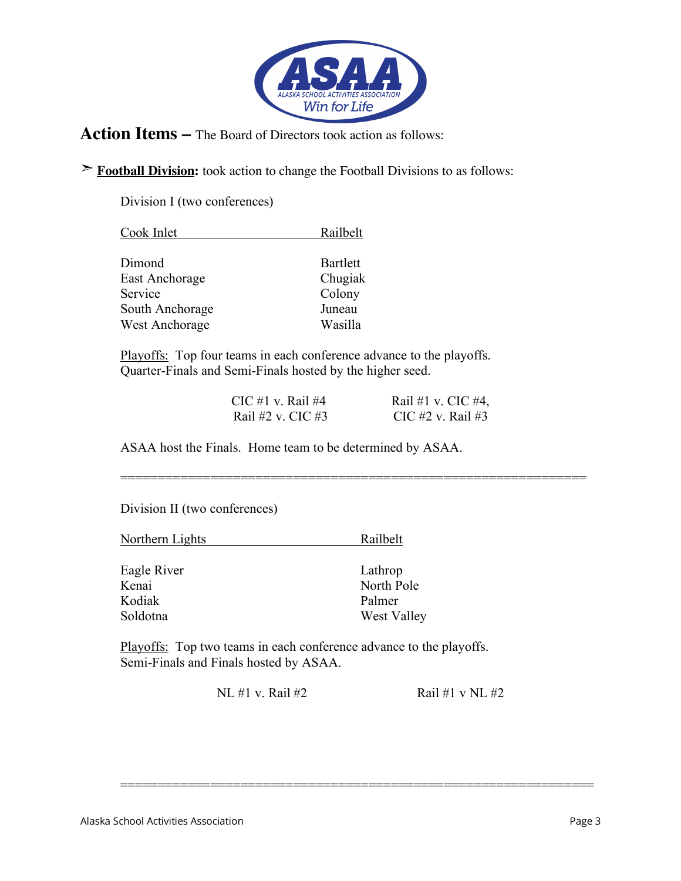**Action Items –** The Board of Directors took action as follows:

➢ **Football Division:** took action to change the Football Divisions to as follows:

Division I (two conferences)

| Cook Inlet | Railbelt |
|---|---|
| Dimond | Bartlett |
| East Anchorage | Chugiak |
| Service | Colony |
| South Anchorage | Juneau |
| West Anchorage | Wasilla |

Playoffs: Top four teams in each conference advance to the playoffs. Quarter-Finals and Semi-Finals hosted by the higher seed.

| | |
|---|---|
| CIC #1 v. Rail #4 | Rail #1 v. CIC #4, |
| Rail #2 v. CIC #3 | CIC #2 v. Rail #3 |

ASAA host the Finals. Home team to be determined by ASAA.

================================================================

Division II (two conferences)

| Northern Lights | Railbelt |
|---|---|
| Eagle River | Lathrop |
| Kenai | North Pole |
| Kodiak | Palmer |
| Soldotna | West Valley |

Playoffs: Top two teams in each conference advance to the playoffs. Semi-Finals and Finals hosted by ASAA.

| | |
|---|---|
| NL #1 v. Rail #2 | Rail #1 v NL #2 |

================================================================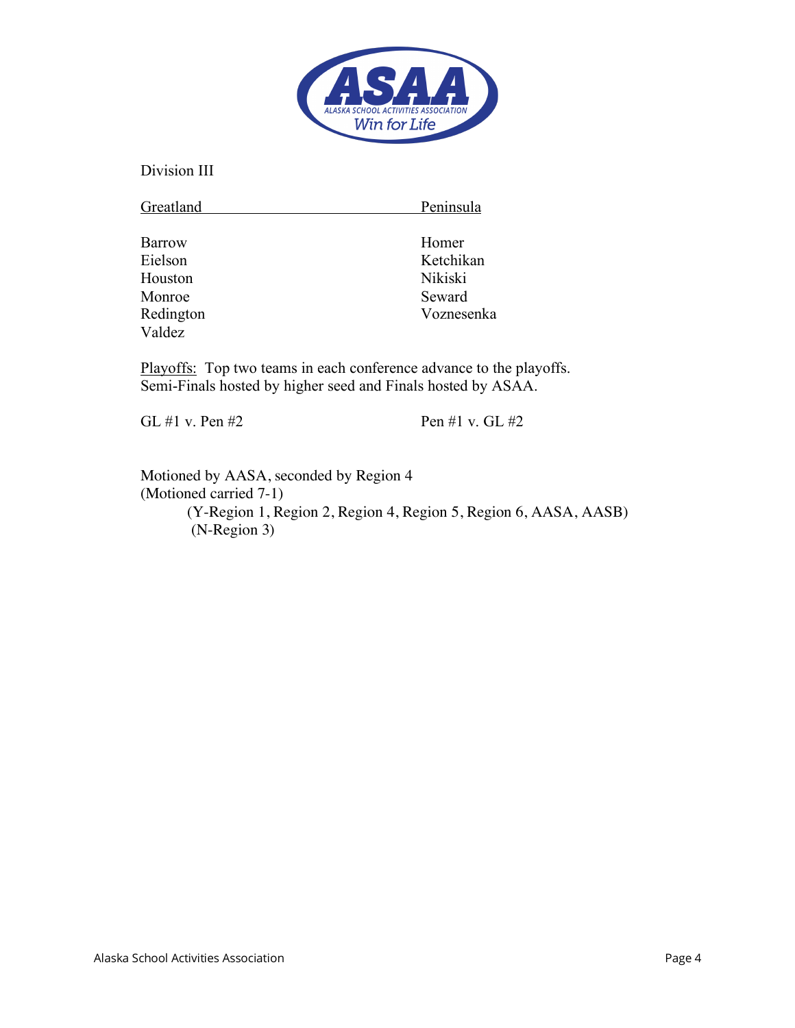Division III

| Greatland | Peninsula |
|---|---|
| Barrow | Homer |
| Eielson | Ketchikan |
| Houston | Nikiski |
| Monroe | Seward |
| Redington | Voznesenka |
| Valdez | |

Playoffs: Top two teams in each conference advance to the playoffs. Semi-Finals hosted by higher seed and Finals hosted by ASAA.

GL #1 v. Pen #2

Pen #1 v. GL #2

Motioned by AASA, seconded by Region 4
(Motioned carried 7-1)
(Y-Region 1, Region 2, Region 4, Region 5, Region 6, AASA, AASB)
(N-Region 3)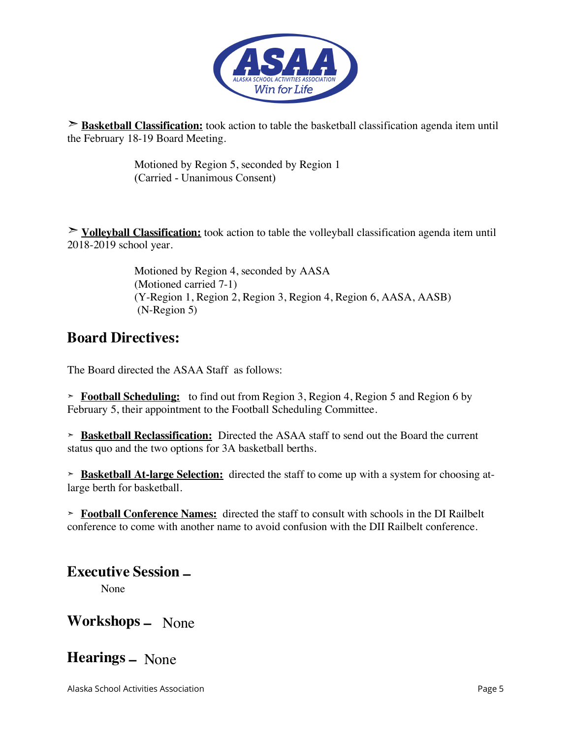➢ **Basketball Classification:** took action to table the basketball classification agenda item until the February 18-19 Board Meeting.

Motioned by Region 5, seconded by Region 1
(Carried - Unanimous Consent)

➢ **Volleyball Classification:** took action to table the volleyball classification agenda item until 2018-2019 school year.

Motioned by Region 4, seconded by AASA
(Motioned carried 7-1)
(Y-Region 1, Region 2, Region 3, Region 4, Region 6, AASA, AASB)
(N-Region 5)

## Board Directives:

The Board directed the ASAA Staff as follows:

➢ **Football Scheduling:** to find out from Region 3, Region 4, Region 5 and Region 6 by February 5, their appointment to the Football Scheduling Committee.

➢ **Basketball Reclassification:** Directed the ASAA staff to send out the Board the current status quo and the two options for 3A basketball berths.

➢ **Basketball At-large Selection:** directed the staff to come up with a system for choosing at-large berth for basketball.

➢ **Football Conference Names:** directed the staff to consult with schools in the DI Railbelt conference to come with another name to avoid confusion with the DII Railbelt conference.

## Executive Session –

None

## Workshops – None

## Hearings – None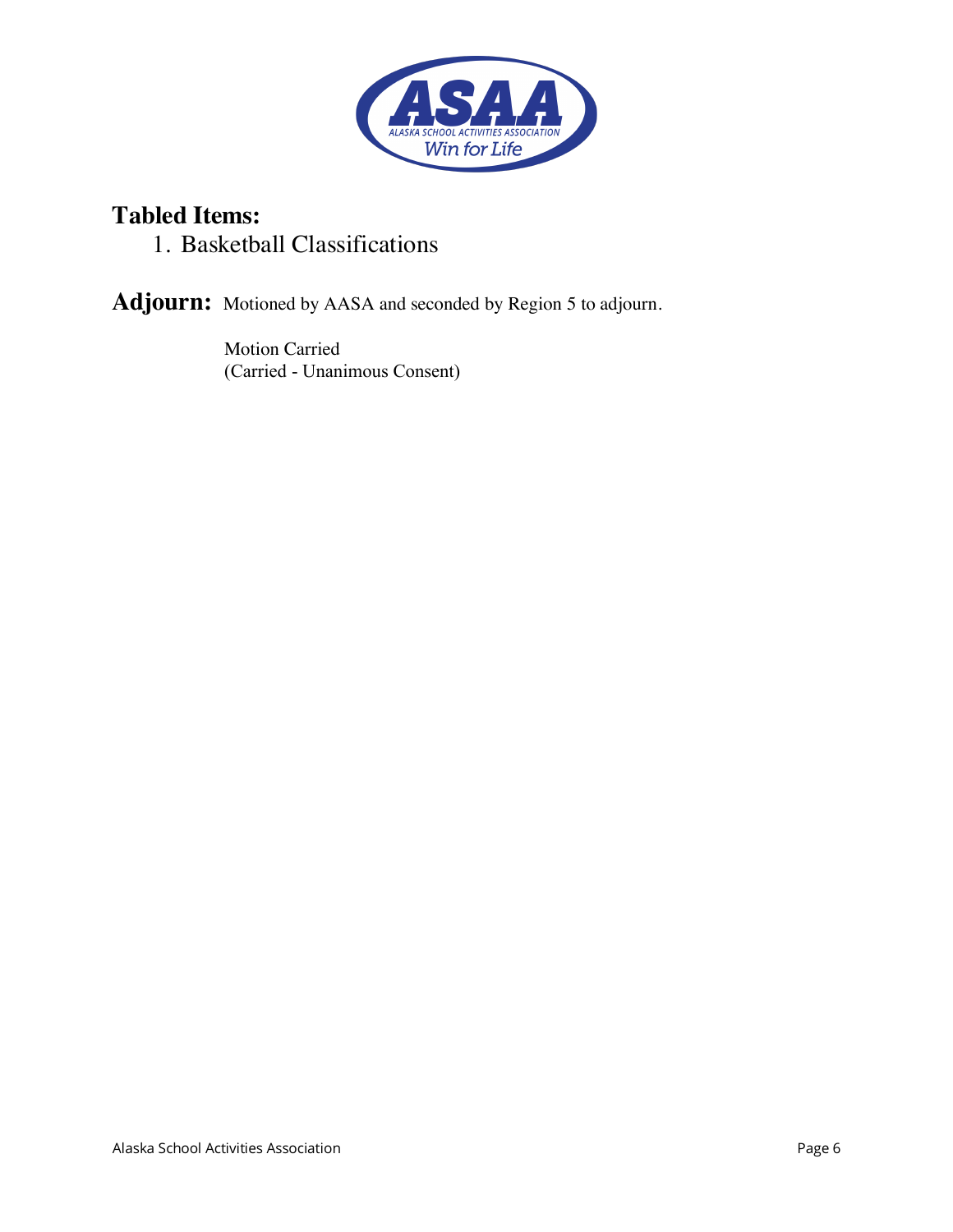## Tabled Items:

1. Basketball Classifications

**Adjourn:** Motioned by AASA and seconded by Region 5 to adjourn.

Motion Carried
(Carried - Unanimous Consent)